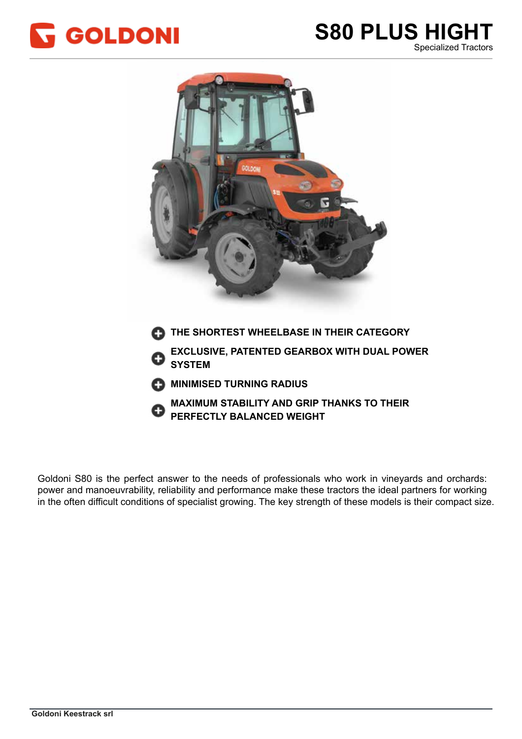GOLDONI

# S80 PLUS HIGHT

Specialized Tractors

- **THE SHORTEST WHEELBASE IN THEIR CATEGORY**
- **EXCLUSIVE, PATENTED GEARBOX WITH DUAL POWER SYSTEM**
- **MINIMISED TURNING RADIUS**
- **MAXIMUM STABILITY AND GRIP THANKS TO THEIR PERFECTLY BALANCED WEIGHT**

Goldoni S80 is the perfect answer to the needs of professionals who work in vineyards and orchards: power and manoeuvrability, reliability and performance make these tractors the ideal partners for working in the often difficult conditions of specialist growing. The key strength of these models is their compact size.

**Goldoni Keestrack srl**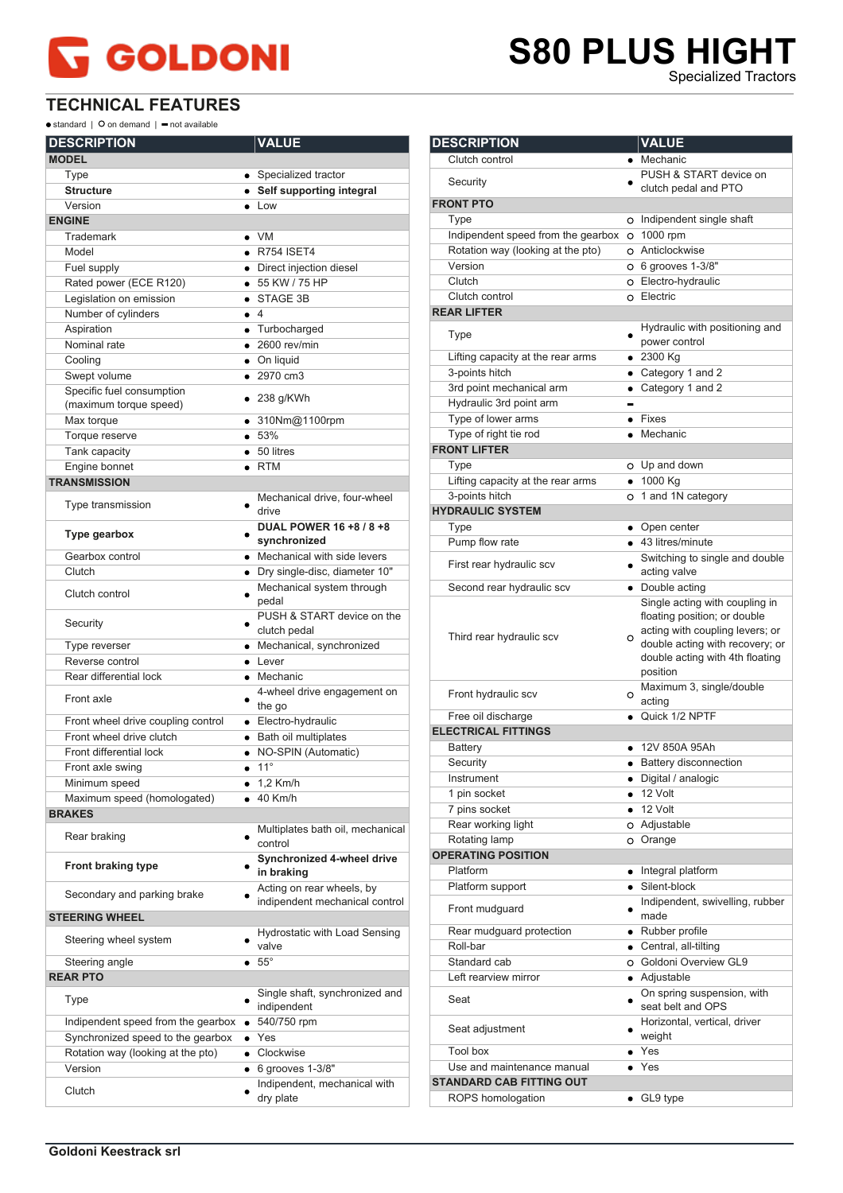# GOLDONI

# S80 PLUS HIGHT

Specialized Tractors

## TECHNICAL FEATURES

● standard | O on demand | ▬ not available

| DESCRIPTION | | VALUE |
|---|---|---|
| **MODEL** | | |
| Type | ● | Specialized tractor |
| **Structure** | ● | **Self supporting integral** |
| Version | ● | Low |
| **ENGINE** | | |
| Trademark | ● | VM |
| Model | ● | R754 ISET4 |
| Fuel supply | ● | Direct injection diesel |
| Rated power (ECE R120) | ● | 55 KW / 75 HP |
| Legislation on emission | ● | STAGE 3B |
| Number of cylinders | ● | 4 |
| Aspiration | ● | Turbocharged |
| Nominal rate | ● | 2600 rev/min |
| Cooling | ● | On liquid |
| Swept volume | ● | 2970 cm3 |
| Specific fuel consumption (maximum torque speed) | ● | 238 g/KWh |
| Max torque | ● | 310Nm@1100rpm |
| Torque reserve | ● | 53% |
| Tank capacity | ● | 50 litres |
| Engine bonnet | ● | RTM |
| **TRANSMISSION** | | |
| Type transmission | ● | Mechanical drive, four-wheel drive |
| **Type gearbox** | ● | **DUAL POWER 16 +8 / 8 +8 synchronized** |
| Gearbox control | ● | Mechanical with side levers |
| Clutch | ● | Dry single-disc, diameter 10" |
| Clutch control | ● | Mechanical system through pedal |
| Security | ● | PUSH & START device on the clutch pedal |
| Type reverser | ● | Mechanical, synchronized |
| Reverse control | ● | Lever |
| Rear differential lock | ● | Mechanic |
| Front axle | ● | 4-wheel drive engagement on the go |
| Front wheel drive coupling control | ● | Electro-hydraulic |
| Front wheel drive clutch | ● | Bath oil multiplates |
| Front differential lock | ● | NO-SPIN (Automatic) |
| Front axle swing | ● | 11° |
| Minimum speed | ● | 1,2 Km/h |
| Maximum speed (homologated) | ● | 40 Km/h |
| **BRAKES** | | |
| Rear braking | ● | Multiplates bath oil, mechanical control |
| **Front braking type** | ● | **Synchronized 4-wheel drive in braking** |
| Secondary and parking brake | ● | Acting on rear wheels, by indipendent mechanical control |
| **STEERING WHEEL** | | |
| Steering wheel system | ● | Hydrostatic with Load Sensing valve |
| Steering angle | ● | 55° |
| **REAR PTO** | | |
| Type | ● | Single shaft, synchronized and independent |
| Indipendent speed from the gearbox | ● | 540/750 rpm |
| Synchronized speed to the gearbox | ● | Yes |
| Rotation way (looking at the pto) | ● | Clockwise |
| Version | ● | 6 grooves 1-3/8" |
| Clutch | ● | Indipendent, mechanical with dry plate |
| Clutch control | ● | Mechanic |
| Security | ● | PUSH & START device on clutch pedal and PTO |
| **FRONT PTO** | | |
| Type | O | Indipendent single shaft |
| Independent speed from the gearbox | O | 1000 rpm |
| Rotation way (looking at the pto) | O | Anticlockwise |
| Version | O | 6 grooves 1-3/8" |
| Clutch | O | Electro-hydraulic |
| Clutch control | O | Electric |
| **REAR LIFTER** | | |
| Type | ● | Hydraulic with positioning and power control |
| Lifting capacity at the rear arms | ● | 2300 Kg |
| 3-points hitch | ● | Category 1 and 2 |
| 3rd point mechanical arm | ● | Category 1 and 2 |
| Hydraulic 3rd point arm | ▬ | |
| Type of lower arms | ● | Fixes |
| Type of right tie rod | ● | Mechanic |
| **FRONT LIFTER** | | |
| Type | O | Up and down |
| Lifting capacity at the rear arms | ● | 1000 Kg |
| 3-points hitch | O | 1 and 1N category |
| **HYDRAULIC SYSTEM** | | |
| Type | ● | Open center |
| Pump flow rate | ● | 43 litres/minute |
| First rear hydraulic scv | ● | Switching to single and double acting valve |
| Second rear hydraulic scv | ● | Double acting |
| Third rear hydraulic scv | O | Single acting with coupling in floating position; or double acting with coupling levers; or double acting with recovery; or double acting with 4th floating position |
| Front hydraulic scv | O | Maximum 3, single/double acting |
| Free oil discharge | ● | Quick 1/2 NPTF |
| **ELECTRICAL FITTINGS** | | |
| Battery | ● | 12V 850A 95Ah |
| Security | ● | Battery disconnection |
| Instrument | ● | Digital / analogic |
| 1 pin socket | ● | 12 Volt |
| 7 pins socket | ● | 12 Volt |
| Rear working light | O | Adjustable |
| Rotating lamp | O | Orange |
| **OPERATING POSITION** | | |
| Platform | ● | Integral platform |
| Platform support | ● | Silent-block |
| Front mudguard | ● | Independent, swivelling, rubber made |
| Rear mudguard protection | ● | Rubber profile |
| Roll-bar | ● | Central, all-tilting |
| Standard cab | O | Goldoni Overview GL9 |
| Left rearview mirror | ● | Adjustable |
| Seat | ● | On spring suspension, with seat belt and OPS |
| Seat adjustment | ● | Horizontal, vertical, driver weight |
| Tool box | ● | Yes |
| Use and maintenance manual | ● | Yes |
| **STANDARD CAB FITTING OUT** | | |
| ROPS homologation | ● | GL9 type |

Goldoni Keestrack srl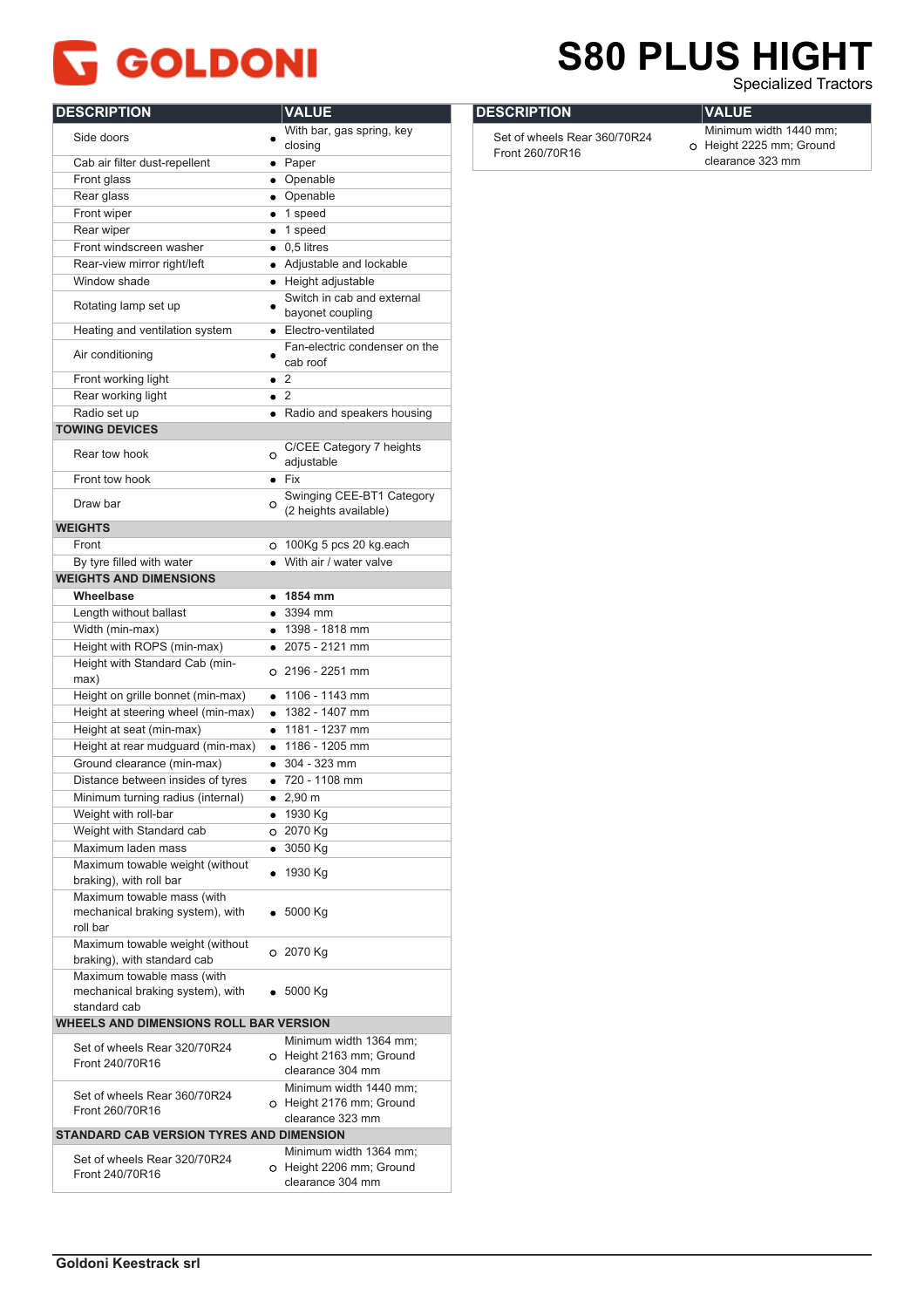# GOLDONI

# S80 PLUS HIGHT

Specialized Tractors

| DESCRIPTION | | VALUE |
|---|---|---|
| Side doors | ● | With bar, gas spring, key closing |
| Cab air filter dust-repellent | ● | Paper |
| Front glass | ● | Openable |
| Rear glass | ● | Openable |
| Front wiper | ● | 1 speed |
| Rear wiper | ● | 1 speed |
| Front windscreen washer | ● | 0,5 litres |
| Rear-view mirror right/left | ● | Adjustable and lockable |
| Window shade | ● | Height adjustable |
| Rotating lamp set up | ● | Switch in cab and external bayonet coupling |
| Heating and ventilation system | ● | Electro-ventilated |
| Air conditioning | ● | Fan-electric condenser on the cab roof |
| Front working light | ● | 2 |
| Rear working light | ● | 2 |
| Radio set up | ● | Radio and speakers housing |
| **TOWING DEVICES** | | |
| Rear tow hook | ○ | C/CEE Category 7 heights adjustable |
| Front tow hook | ● | Fix |
| Draw bar | ○ | Swinging CEE-BT1 Category (2 heights available) |
| **WEIGHTS** | | |
| Front | ○ | 100Kg 5 pcs 20 kg.each |
| By tyre filled with water | ● | With air / water valve |
| **WEIGHTS AND DIMENSIONS** | | |
| **Wheelbase** | ● | **1854 mm** |
| Length without ballast | ● | 3394 mm |
| Width (min-max) | ● | 1398 - 1818 mm |
| Height with ROPS (min-max) | ● | 2075 - 2121 mm |
| Height with Standard Cab (min-max) | ○ | 2196 - 2251 mm |
| Height on grille bonnet (min-max) | ● | 1106 - 1143 mm |
| Height at steering wheel (min-max) | ● | 1382 - 1407 mm |
| Height at seat (min-max) | ● | 1181 - 1237 mm |
| Height at rear mudguard (min-max) | ● | 1186 - 1205 mm |
| Ground clearance (min-max) | ● | 304 - 323 mm |
| Distance between insides of tyres | ● | 720 - 1108 mm |
| Minimum turning radius (internal) | ● | 2,90 m |
| Weight with roll-bar | ● | 1930 Kg |
| Weight with Standard cab | ○ | 2070 Kg |
| Maximum laden mass | ● | 3050 Kg |
| Maximum towable weight (without braking), with roll bar | ● | 1930 Kg |
| Maximum towable mass (with mechanical braking system), with roll bar | ● | 5000 Kg |
| Maximum towable weight (without braking), with standard cab | ○ | 2070 Kg |
| Maximum towable mass (with mechanical braking system), with standard cab | ● | 5000 Kg |
| **WHEELS AND DIMENSIONS ROLL BAR VERSION** | | |
| Set of wheels Rear 320/70R24 Front 240/70R16 | ○ | Minimum width 1364 mm; Height 2163 mm; Ground clearance 304 mm |
| Set of wheels Rear 360/70R24 Front 260/70R16 | ○ | Minimum width 1440 mm; Height 2176 mm; Ground clearance 323 mm |
| **STANDARD CAB VERSION TYRES AND DIMENSION** | | |
| Set of wheels Rear 320/70R24 Front 240/70R16 | ○ | Minimum width 1364 mm; Height 2206 mm; Ground clearance 304 mm |
| Set of wheels Rear 360/70R24 Front 260/70R16 | ○ | Minimum width 1440 mm; Height 2225 mm; Ground clearance 323 mm |

Goldoni Keestrack srl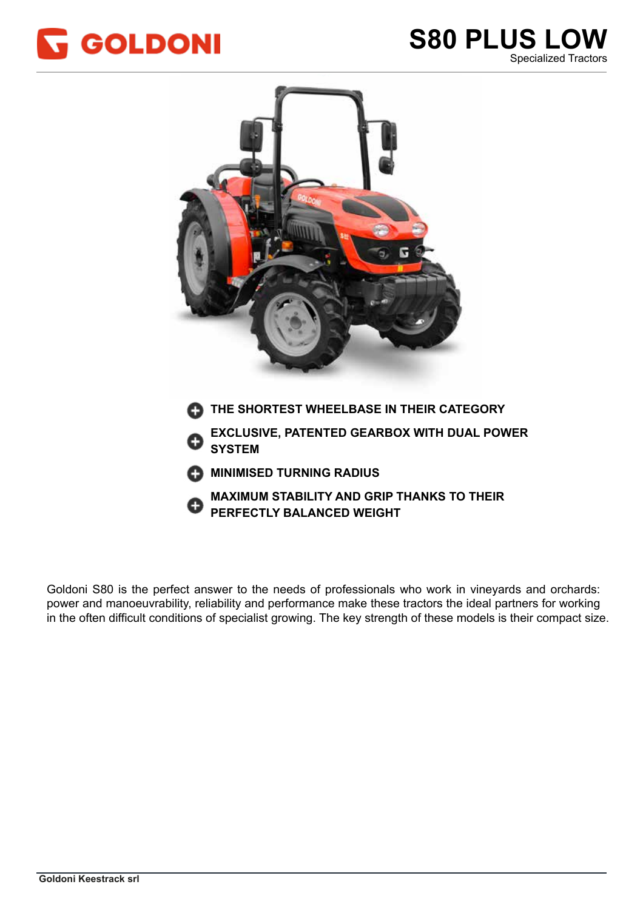GOLDONI

# S80 PLUS LOW

Specialized Tractors

- **THE SHORTEST WHEELBASE IN THEIR CATEGORY**
- **EXCLUSIVE, PATENTED GEARBOX WITH DUAL POWER SYSTEM**
- **MINIMISED TURNING RADIUS**
- **MAXIMUM STABILITY AND GRIP THANKS TO THEIR PERFECTLY BALANCED WEIGHT**

Goldoni S80 is the perfect answer to the needs of professionals who work in vineyards and orchards: power and manoeuvrability, reliability and performance make these tractors the ideal partners for working in the often difficult conditions of specialist growing. The key strength of these models is their compact size.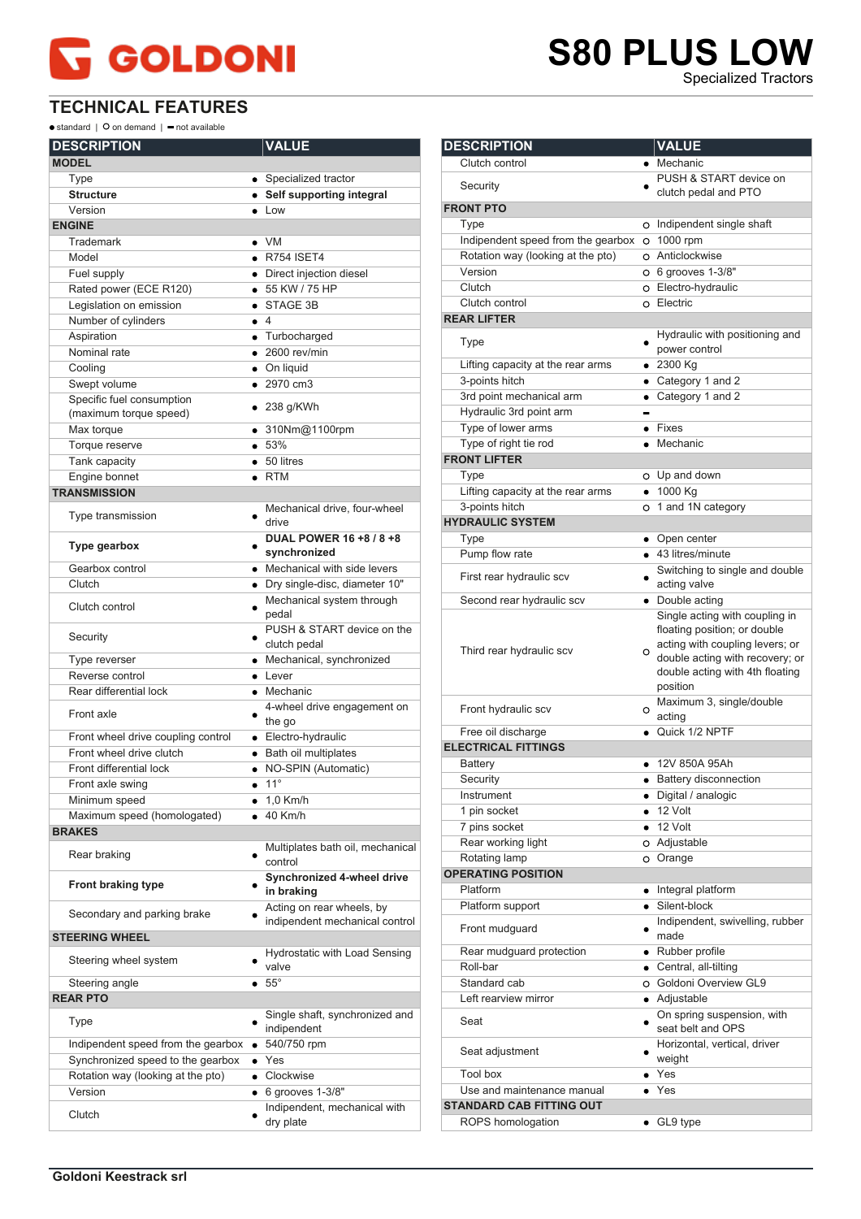# GOLDONI

# S80 PLUS LOW

Specialized Tractors

## TECHNICAL FEATURES

● standard | O on demand | ▬ not available

| DESCRIPTION | | VALUE |
|---|---|---|
| **MODEL** | | |
| Type | ● | Specialized tractor |
| **Structure** | ● | **Self supporting integral** |
| Version | ● | Low |
| **ENGINE** | | |
| Trademark | ● | VM |
| Model | ● | R754 ISET4 |
| Fuel supply | ● | Direct injection diesel |
| Rated power (ECE R120) | ● | 55 KW / 75 HP |
| Legislation on emission | ● | STAGE 3B |
| Number of cylinders | ● | 4 |
| Aspiration | ● | Turbocharged |
| Nominal rate | ● | 2600 rev/min |
| Cooling | ● | On liquid |
| Swept volume | ● | 2970 cm3 |
| Specific fuel consumption (maximum torque speed) | ● | 238 g/KWh |
| Max torque | ● | 310Nm@1100rpm |
| Torque reserve | ● | 53% |
| Tank capacity | ● | 50 litres |
| Engine bonnet | ● | RTM |
| **TRANSMISSION** | | |
| Type transmission | ● | Mechanical drive, four-wheel drive |
| **Type gearbox** | ● | **DUAL POWER 16 +8 / 8 +8 synchronized** |
| Gearbox control | ● | Mechanical with side levers |
| Clutch | ● | Dry single-disc, diameter 10" |
| Clutch control | ● | Mechanical system through pedal |
| Security | ● | PUSH & START device on the clutch pedal |
| Type reverser | ● | Mechanical, synchronized |
| Reverse control | ● | Lever |
| Rear differential lock | ● | Mechanic |
| Front axle | ● | 4-wheel drive engagement on the go |
| Front wheel drive coupling control | ● | Electro-hydraulic |
| Front wheel drive clutch | ● | Bath oil multiplates |
| Front differential lock | ● | NO-SPIN (Automatic) |
| Front axle swing | ● | 11° |
| Minimum speed | ● | 1,0 Km/h |
| Maximum speed (homologated) | ● | 40 Km/h |
| **BRAKES** | | |
| Rear braking | ● | Multiplates bath oil, mechanical control |
| **Front braking type** | ● | **Synchronized 4-wheel drive in braking** |
| Secondary and parking brake | ● | Acting on rear wheels, by independent mechanical control |
| **STEERING WHEEL** | | |
| Steering wheel system | ● | Hydrostatic with Load Sensing valve |
| Steering angle | ● | 55° |
| **REAR PTO** | | |
| Type | ● | Single shaft, synchronized and independent |
| Independent speed from the gearbox | ● | 540/750 rpm |
| Synchronized speed to the gearbox | ● | Yes |
| Rotation way (looking at the pto) | ● | Clockwise |
| Version | ● | 6 grooves 1-3/8" |
| Clutch | ● | Indipendent, mechanical with dry plate |
| Clutch control | ● | Mechanic |
| Security | ● | PUSH & START device on clutch pedal and PTO |
| **FRONT PTO** | | |
| Type | O | Independent single shaft |
| Independent speed from the gearbox | O | 1000 rpm |
| Rotation way (looking at the pto) | O | Anticlockwise |
| Version | O | 6 grooves 1-3/8" |
| Clutch | O | Electro-hydraulic |
| Clutch control | O | Electric |
| **REAR LIFTER** | | |
| Type | ● | Hydraulic with positioning and power control |
| Lifting capacity at the rear arms | ● | 2300 Kg |
| 3-points hitch | ● | Category 1 and 2 |
| 3rd point mechanical arm | ● | Category 1 and 2 |
| Hydraulic 3rd point arm | ▬ | |
| Type of lower arms | ● | Fixes |
| Type of right tie rod | ● | Mechanic |
| **FRONT LIFTER** | | |
| Type | O | Up and down |
| Lifting capacity at the rear arms | ● | 1000 Kg |
| 3-points hitch | O | 1 and 1N category |
| **HYDRAULIC SYSTEM** | | |
| Type | ● | Open center |
| Pump flow rate | ● | 43 litres/minute |
| First rear hydraulic scv | ● | Switching to single and double acting valve |
| Second rear hydraulic scv | ● | Double acting |
| Third rear hydraulic scv | O | Single acting with coupling in floating position; or double acting with coupling levers; or double acting with recovery; or double acting with 4th floating position |
| Front hydraulic scv | O | Maximum 3, single/double acting |
| Free oil discharge | ● | Quick 1/2 NPTF |
| **ELECTRICAL FITTINGS** | | |
| Battery | ● | 12V 850A 95Ah |
| Security | ● | Battery disconnection |
| Instrument | ● | Digital / analogic |
| 1 pin socket | ● | 12 Volt |
| 7 pins socket | ● | 12 Volt |
| Rear working light | O | Adjustable |
| Rotating lamp | O | Orange |
| **OPERATING POSITION** | | |
| Platform | ● | Integral platform |
| Platform support | ● | Silent-block |
| Front mudguard | ● | Independent, swivelling, rubber made |
| Rear mudguard protection | ● | Rubber profile |
| Roll-bar | ● | Central, all-tilting |
| Standard cab | O | Goldoni Overview GL9 |
| Left rearview mirror | ● | Adjustable |
| Seat | ● | On spring suspension, with seat belt and OPS |
| Seat adjustment | ● | Horizontal, vertical, driver weight |
| Tool box | ● | Yes |
| Use and maintenance manual | ● | Yes |
| **STANDARD CAB FITTING OUT** | | |
| ROPS homologation | ● | GL9 type |

Goldoni Keestrack srl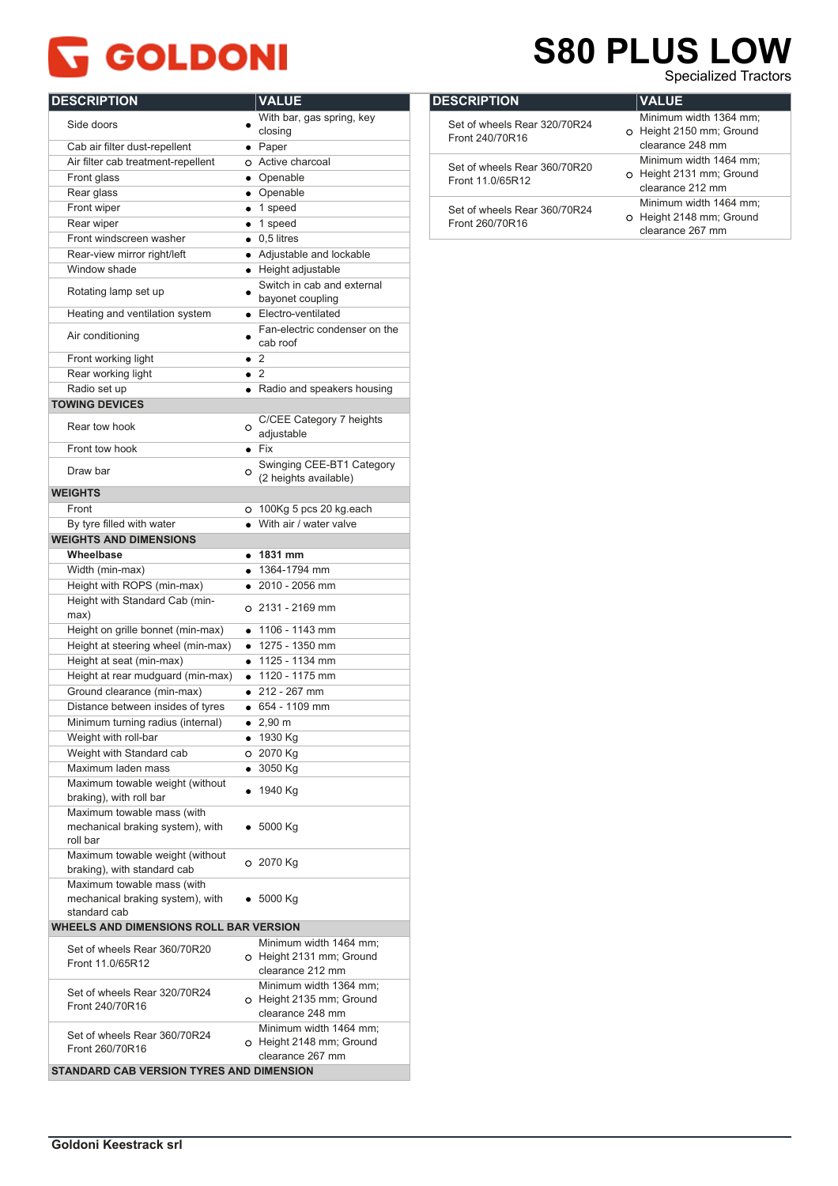# GOLDONI

# S80 PLUS LOW

Specialized Tractors

| DESCRIPTION | | VALUE |
|---|---|---|
| Side doors | ● | With bar, gas spring, key closing |
| Cab air filter dust-repellent | ● | Paper |
| Air filter cab treatment-repellent | o | Active charcoal |
| Front glass | ● | Openable |
| Rear glass | ● | Openable |
| Front wiper | ● | 1 speed |
| Rear wiper | ● | 1 speed |
| Front windscreen washer | ● | 0,5 litres |
| Rear-view mirror right/left | ● | Adjustable and lockable |
| Window shade | ● | Height adjustable |
| Rotating lamp set up | ● | Switch in cab and external bayonet coupling |
| Heating and ventilation system | ● | Electro-ventilated |
| Air conditioning | ● | Fan-electric condenser on the cab roof |
| Front working light | ● | 2 |
| Rear working light | ● | 2 |
| Radio set up | ● | Radio and speakers housing |
| **TOWING DEVICES** | | |
| Rear tow hook | o | C/CEE Category 7 heights adjustable |
| Front tow hook | ● | Fix |
| Draw bar | o | Swinging CEE-BT1 Category (2 heights available) |
| **WEIGHTS** | | |
| Front | o | 100Kg 5 pcs 20 kg.each |
| By tyre filled with water | ● | With air / water valve |
| **WEIGHTS AND DIMENSIONS** | | |
| **Wheelbase** | ● | **1831 mm** |
| Width (min-max) | ● | 1364-1794 mm |
| Height with ROPS (min-max) | ● | 2010 - 2056 mm |
| Height with Standard Cab (min-max) | o | 2131 - 2169 mm |
| Height on grille bonnet (min-max) | ● | 1106 - 1143 mm |
| Height at steering wheel (min-max) | ● | 1275 - 1350 mm |
| Height at seat (min-max) | ● | 1125 - 1134 mm |
| Height at rear mudguard (min-max) | ● | 1120 - 1175 mm |
| Ground clearance (min-max) | ● | 212 - 267 mm |
| Distance between insides of tyres | ● | 654 - 1109 mm |
| Minimum turning radius (internal) | ● | 2,90 m |
| Weight with roll-bar | ● | 1930 Kg |
| Weight with Standard cab | o | 2070 Kg |
| Maximum laden mass | ● | 3050 Kg |
| Maximum towable weight (without braking), with roll bar | ● | 1940 Kg |
| Maximum towable mass (with mechanical braking system), with roll bar | ● | 5000 Kg |
| Maximum towable weight (without braking), with standard cab | o | 2070 Kg |
| Maximum towable mass (with mechanical braking system), with standard cab | ● | 5000 Kg |
| **WHEELS AND DIMENSIONS ROLL BAR VERSION** | | |
| Set of wheels Rear 360/70R20 Front 11.0/65R12 | o | Minimum width 1464 mm; Height 2131 mm; Ground clearance 212 mm |
| Set of wheels Rear 320/70R24 Front 240/70R16 | o | Minimum width 1364 mm; Height 2135 mm; Ground clearance 248 mm |
| Set of wheels Rear 360/70R24 Front 260/70R16 | o | Minimum width 1464 mm; Height 2148 mm; Ground clearance 267 mm |
| **STANDARD CAB VERSION TYRES AND DIMENSION** | | |
| Set of wheels Rear 320/70R24 Front 240/70R16 | o | Minimum width 1364 mm; Height 2150 mm; Ground clearance 248 mm |
| Set of wheels Rear 360/70R20 Front 11.0/65R12 | o | Minimum width 1464 mm; Height 2131 mm; Ground clearance 212 mm |
| Set of wheels Rear 360/70R24 Front 260/70R16 | o | Minimum width 1464 mm; Height 2148 mm; Ground clearance 267 mm |

Goldoni Keestrack srl